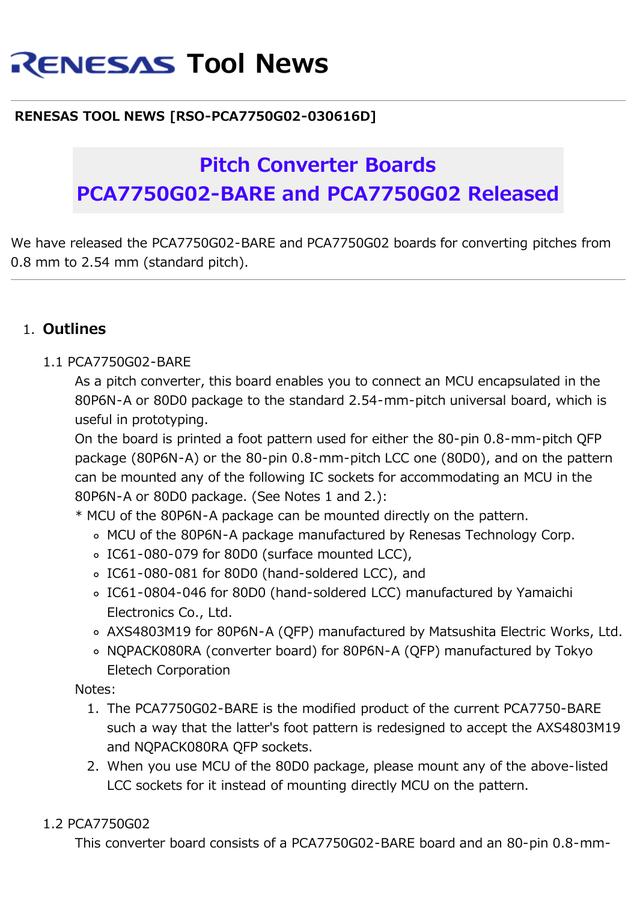# Tool News

**RENESAS TOOL NEWS [RSO-PCA7750G02-030616D]**

## Pitch Converter Boards PCA7750G02-BARE and PCA7750G02 Released

We have released the PCA7750G02-BARE and PCA7750G02 boards for converting pitches from 0.8 mm to 2.54 mm (standard pitch).

---

1. **Outlines**

   1.1 PCA7750G02-BARE

   As a pitch converter, this board enables you to connect an MCU encapsulated in the 80P6N-A or 80D0 package to the standard 2.54-mm-pitch universal board, which is useful in prototyping.
   On the board is printed a foot pattern used for either the 80-pin 0.8-mm-pitch QFP package (80P6N-A) or the 80-pin 0.8-mm-pitch LCC one (80D0), and on the pattern can be mounted any of the following IC sockets for accommodating an MCU in the 80P6N-A or 80D0 package. (See Notes 1 and 2.):
   * MCU of the 80P6N-A package can be mounted directly on the pattern.
     - MCU of the 80P6N-A package manufactured by Renesas Technology Corp.
     - IC61-080-079 for 80D0 (surface mounted LCC),
     - IC61-080-081 for 80D0 (hand-soldered LCC), and
     - IC61-0804-046 for 80D0 (hand-soldered LCC) manufactured by Yamaichi Electronics Co., Ltd.
     - AXS4803M19 for 80P6N-A (QFP) manufactured by Matsushita Electric Works, Ltd.
     - NQPACK080RA (converter board) for 80P6N-A (QFP) manufactured by Tokyo Eletech Corporation

   Notes:
   1. The PCA7750G02-BARE is the modified product of the current PCA7750-BARE such a way that the latter's foot pattern is redesigned to accept the AXS4803M19 and NQPACK080RA QFP sockets.
   2. When you use MCU of the 80D0 package, please mount any of the above-listed LCC sockets for it instead of mounting directly MCU on the pattern.

   1.2 PCA7750G02

   This converter board consists of a PCA7750G02-BARE board and an 80-pin 0.8-mm-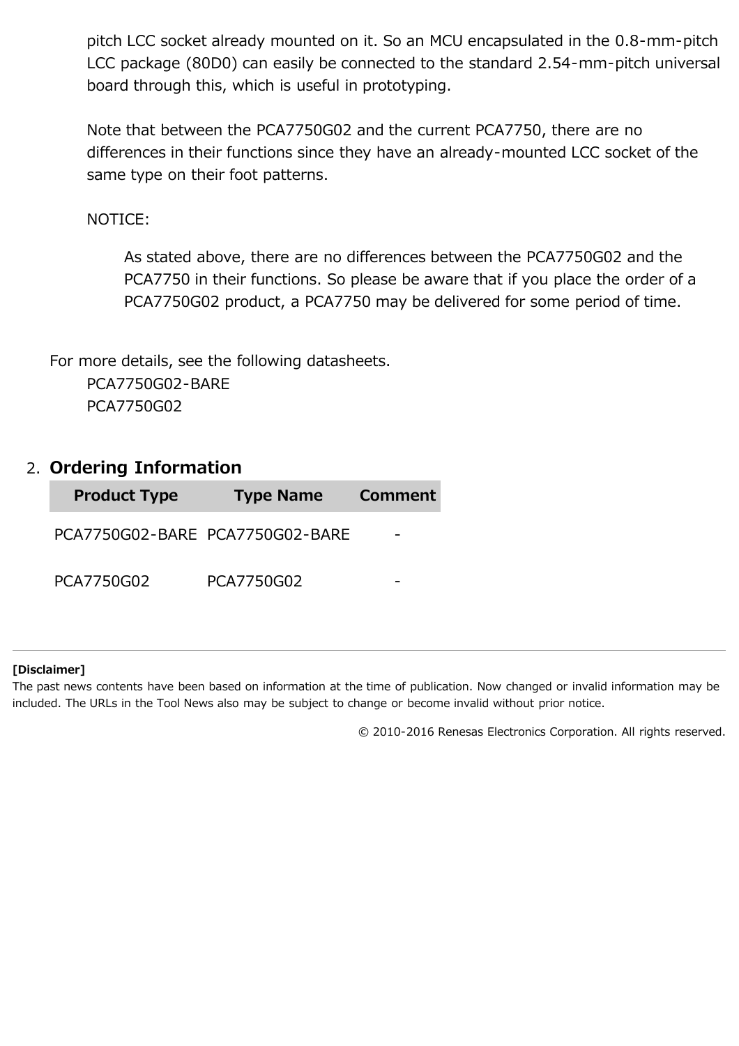pitch LCC socket already mounted on it. So an MCU encapsulated in the 0.8-mm-pitch LCC package (80D0) can easily be connected to the standard 2.54-mm-pitch universal board through this, which is useful in prototyping.

Note that between the PCA7750G02 and the current PCA7750, there are no differences in their functions since they have an already-mounted LCC socket of the same type on their foot patterns.

NOTICE:

> As stated above, there are no differences between the PCA7750G02 and the PCA7750 in their functions. So please be aware that if you place the order of a PCA7750G02 product, a PCA7750 may be delivered for some period of time.

For more details, see the following datasheets.
PCA7750G02-BARE
PCA7750G02

## 2. Ordering Information

| Product Type | Type Name | Comment |
|---|---|---|
| PCA7750G02-BARE | PCA7750G02-BARE | - |
| PCA7750G02 | PCA7750G02 | - |

**[Disclaimer]**
The past news contents have been based on information at the time of publication. Now changed or invalid information may be included. The URLs in the Tool News also may be subject to change or become invalid without prior notice.

© 2010-2016 Renesas Electronics Corporation. All rights reserved.